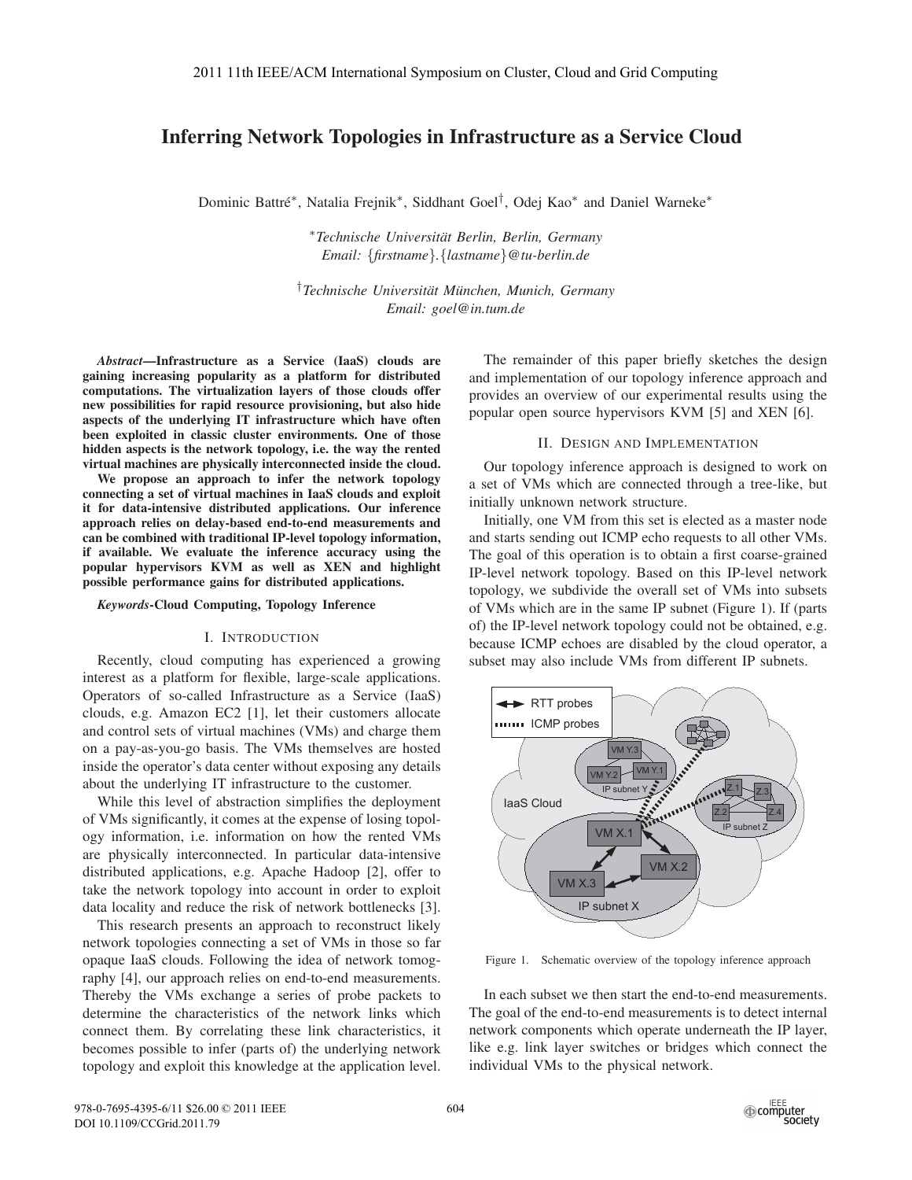# Inferring Network Topologies in Infrastructure as a Service Cloud

Dominic Battré*, Natalia Frejnik*, Siddhant Goel†, Odej Kao* and Daniel Warneke*

*Technische Universität Berlin, Berlin, Germany
Email: {firstname}.{lastname}@tu-berlin.de

†Technische Universität München, Munich, Germany
Email: goel@in.tum.de

***Abstract*—Infrastructure as a Service (IaaS) clouds are gaining increasing popularity as a platform for distributed computations. The virtualization layers of those clouds offer new possibilities for rapid resource provisioning, but also hide aspects of the underlying IT infrastructure which have often been exploited in classic cluster environments. One of those hidden aspects is the network topology, i.e. the way the rented virtual machines are physically interconnected inside the cloud.**

**We propose an approach to infer the network topology connecting a set of virtual machines in IaaS clouds and exploit it for data-intensive distributed applications. Our inference approach relies on delay-based end-to-end measurements and can be combined with traditional IP-level topology information, if available. We evaluate the inference accuracy using the popular hypervisors KVM as well as XEN and highlight possible performance gains for distributed applications.**

***Keywords*-Cloud Computing, Topology Inference**

## I. Introduction

Recently, cloud computing has experienced a growing interest as a platform for flexible, large-scale applications. Operators of so-called Infrastructure as a Service (IaaS) clouds, e.g. Amazon EC2 [1], let their customers allocate and control sets of virtual machines (VMs) and charge them on a pay-as-you-go basis. The VMs themselves are hosted inside the operator's data center without exposing any details about the underlying IT infrastructure to the customer.

While this level of abstraction simplifies the deployment of VMs significantly, it comes at the expense of losing topology information, i.e. information on how the rented VMs are physically interconnected. In particular data-intensive distributed applications, e.g. Apache Hadoop [2], offer to take the network topology into account in order to exploit data locality and reduce the risk of network bottlenecks [3].

This research presents an approach to reconstruct likely network topologies connecting a set of VMs in those so far opaque IaaS clouds. Following the idea of network tomography [4], our approach relies on end-to-end measurements. Thereby the VMs exchange a series of probe packets to determine the characteristics of the network links which connect them. By correlating these link characteristics, it becomes possible to infer (parts of) the underlying network topology and exploit this knowledge at the application level.

The remainder of this paper briefly sketches the design and implementation of our topology inference approach and provides an overview of our experimental results using the popular open source hypervisors KVM [5] and XEN [6].

## II. Design and Implementation

Our topology inference approach is designed to work on a set of VMs which are connected through a tree-like, but initially unknown network structure.

Initially, one VM from this set is elected as a master node and starts sending out ICMP echo requests to all other VMs. The goal of this operation is to obtain a first coarse-grained IP-level network topology. Based on this IP-level network topology, we subdivide the overall set of VMs into subsets of VMs which are in the same IP subnet (Figure 1). If (parts of) the IP-level network topology could not be obtained, e.g. because ICMP echoes are disabled by the cloud operator, a subset may also include VMs from different IP subnets.

Figure 1. Schematic overview of the topology inference approach

In each subset we then start the end-to-end measurements. The goal of the end-to-end measurements is to detect internal network components which operate underneath the IP layer, like e.g. link layer switches or bridges which connect the individual VMs to the physical network.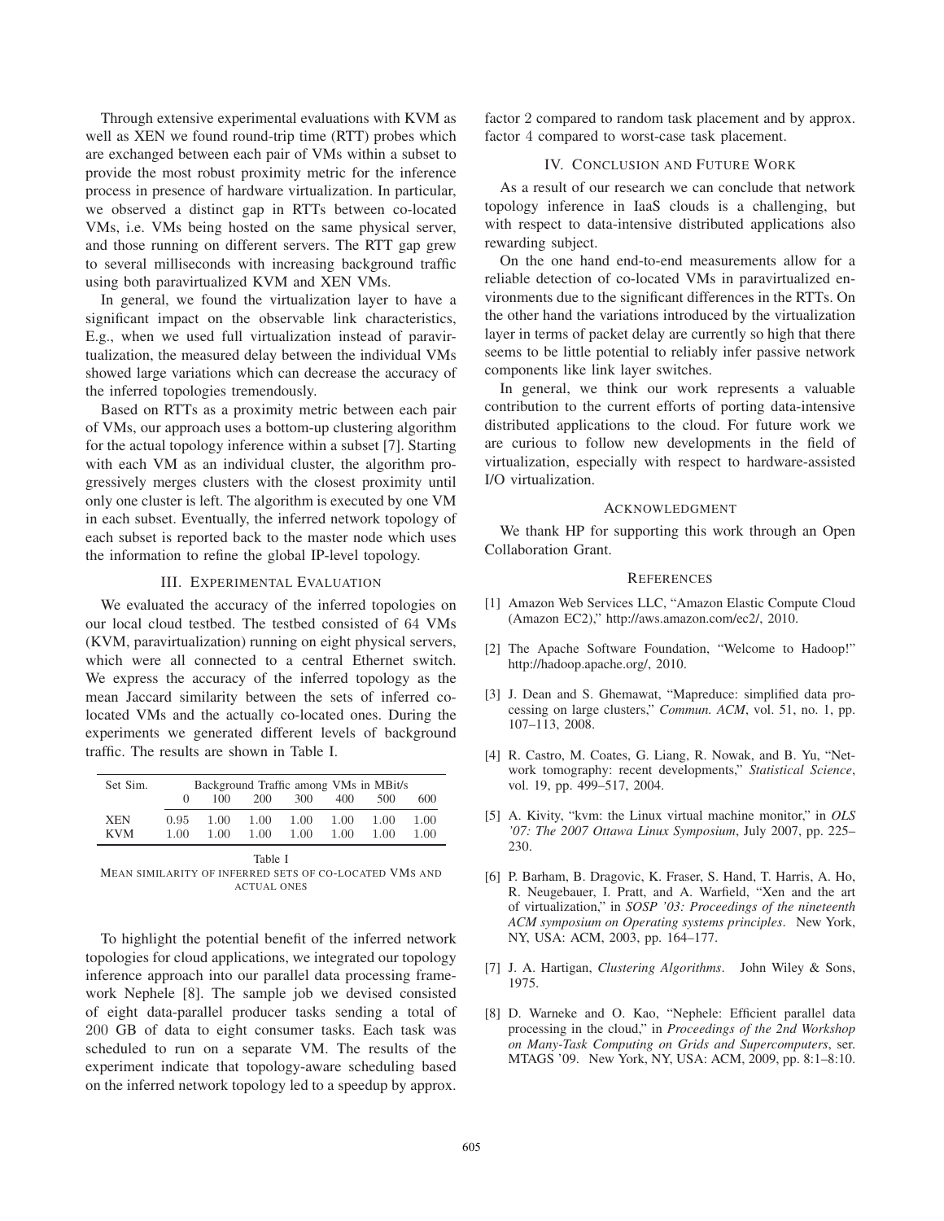Through extensive experimental evaluations with KVM as well as XEN we found round-trip time (RTT) probes which are exchanged between each pair of VMs within a subset to provide the most robust proximity metric for the inference process in presence of hardware virtualization. In particular, we observed a distinct gap in RTTs between co-located VMs, i.e. VMs being hosted on the same physical server, and those running on different servers. The RTT gap grew to several milliseconds with increasing background traffic using both paravirtualized KVM and XEN VMs.

In general, we found the virtualization layer to have a significant impact on the observable link characteristics, E.g., when we used full virtualization instead of paravirtualization, the measured delay between the individual VMs showed large variations which can decrease the accuracy of the inferred topologies tremendously.

Based on RTTs as a proximity metric between each pair of VMs, our approach uses a bottom-up clustering algorithm for the actual topology inference within a subset [7]. Starting with each VM as an individual cluster, the algorithm progressively merges clusters with the closest proximity until only one cluster is left. The algorithm is executed by one VM in each subset. Eventually, the inferred network topology of each subset is reported back to the master node which uses the information to refine the global IP-level topology.

## III. Experimental Evaluation

We evaluated the accuracy of the inferred topologies on our local cloud testbed. The testbed consisted of 64 VMs (KVM, paravirtualization) running on eight physical servers, which were all connected to a central Ethernet switch. We express the accuracy of the inferred topology as the mean Jaccard similarity between the sets of inferred co-located VMs and the actually co-located ones. During the experiments we generated different levels of background traffic. The results are shown in Table I.

| Set Sim. | Background Traffic among VMs in MBit/s | | | | | | |
|---|---|---|---|---|---|---|---|
| | 0 | 100 | 200 | 300 | 400 | 500 | 600 |
| XEN | 0.95 | 1.00 | 1.00 | 1.00 | 1.00 | 1.00 | 1.00 |
| KVM | 1.00 | 1.00 | 1.00 | 1.00 | 1.00 | 1.00 | 1.00 |

Table I

Mean similarity of inferred sets of co-located VMs and actual ones

To highlight the potential benefit of the inferred network topologies for cloud applications, we integrated our topology inference approach into our parallel data processing framework Nephele [8]. The sample job we devised consisted of eight data-parallel producer tasks sending a total of 200 GB of data to eight consumer tasks. Each task was scheduled to run on a separate VM. The results of the experiment indicate that topology-aware scheduling based on the inferred network topology led to a speedup by approx. factor 2 compared to random task placement and by approx. factor 4 compared to worst-case task placement.

## IV. Conclusion and Future Work

As a result of our research we can conclude that network topology inference in IaaS clouds is a challenging, but with respect to data-intensive distributed applications also rewarding subject.

On the one hand end-to-end measurements allow for a reliable detection of co-located VMs in paravirtualized environments due to the significant differences in the RTTs. On the other hand the variations introduced by the virtualization layer in terms of packet delay are currently so high that there seems to be little potential to reliably infer passive network components like link layer switches.

In general, we think our work represents a valuable contribution to the current efforts of porting data-intensive distributed applications to the cloud. For future work we are curious to follow new developments in the field of virtualization, especially with respect to hardware-assisted I/O virtualization.

## Acknowledgment

We thank HP for supporting this work through an Open Collaboration Grant.

## References

[1] Amazon Web Services LLC, "Amazon Elastic Compute Cloud (Amazon EC2)," http://aws.amazon.com/ec2/, 2010.

[2] The Apache Software Foundation, "Welcome to Hadoop!" http://hadoop.apache.org/, 2010.

[3] J. Dean and S. Ghemawat, "Mapreduce: simplified data processing on large clusters," *Commun. ACM*, vol. 51, no. 1, pp. 107–113, 2008.

[4] R. Castro, M. Coates, G. Liang, R. Nowak, and B. Yu, "Network tomography: recent developments," *Statistical Science*, vol. 19, pp. 499–517, 2004.

[5] A. Kivity, "kvm: the Linux virtual machine monitor," in *OLS '07: The 2007 Ottawa Linux Symposium*, July 2007, pp. 225–230.

[6] P. Barham, B. Dragovic, K. Fraser, S. Hand, T. Harris, A. Ho, R. Neugebauer, I. Pratt, and A. Warfield, "Xen and the art of virtualization," in *SOSP '03: Proceedings of the nineteenth ACM symposium on Operating systems principles*. New York, NY, USA: ACM, 2003, pp. 164–177.

[7] J. A. Hartigan, *Clustering Algorithms*. John Wiley & Sons, 1975.

[8] D. Warneke and O. Kao, "Nephele: Efficient parallel data processing in the cloud," in *Proceedings of the 2nd Workshop on Many-Task Computing on Grids and Supercomputers*, ser. MTAGS '09. New York, NY, USA: ACM, 2009, pp. 8:1–8:10.